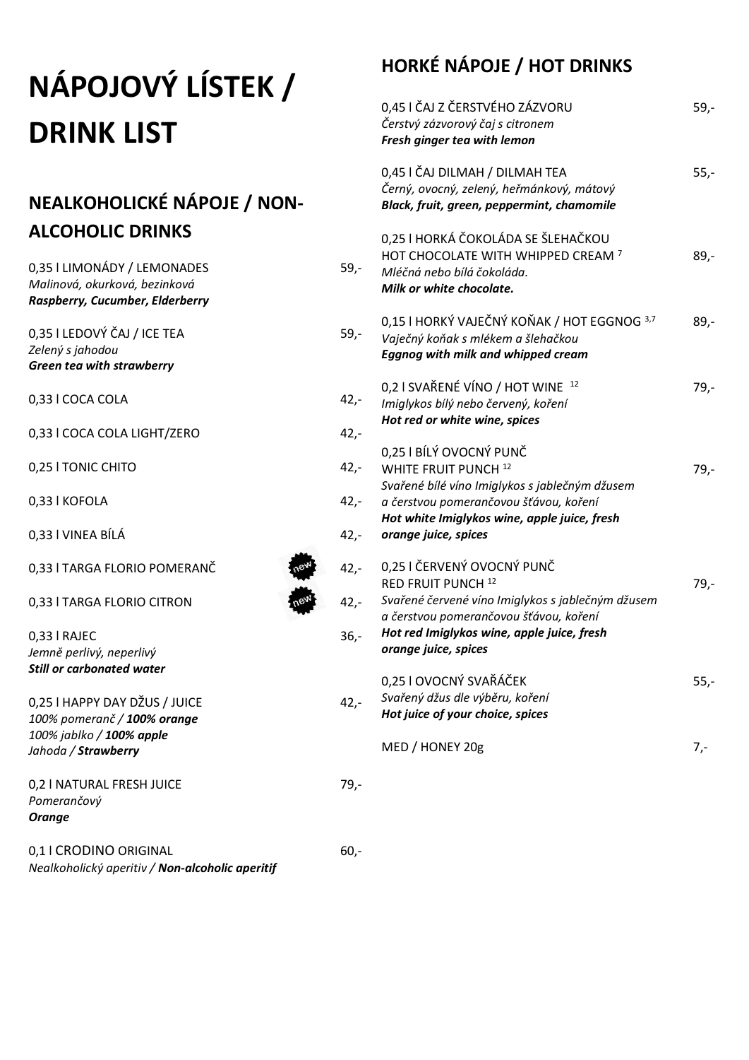# NÁPOJOVÝ LÍSTEK / DRINK LIST

## NEALKOHOLICKÉ NÁPOJE / NON-ALCOHOLIC DRINKS

0,35 l LIMONÁDY / LEMONADES 59,-
*Malinová, okurková, bezinková*
***Raspberry, Cucumber, Elderberry***

0,35 l LEDOVÝ ČAJ / ICE TEA 59,-
*Zelený s jahodou*
***Green tea with strawberry***

0,33 l COCA COLA 42,-

0,33 l COCA COLA LIGHT/ZERO 42,-

0,25 l TONIC CHITO 42,-

0,33 l KOFOLA 42,-

0,33 l VINEA BÍLÁ 42,-

0,33 l TARGA FLORIO POMERANČ new 42,-

0,33 l TARGA FLORIO CITRON new 42,-

0,33 l RAJEC 36,-
*Jemně perlivý, neperlivý*
***Still or carbonated water***

0,25 l HAPPY DAY DŽUS / JUICE 42,-
*100% pomeranč / **100% orange***
*100% jablko / **100% apple***
*Jahoda / **Strawberry***

0,2 l NATURAL FRESH JUICE 79,-
*Pomerančový*
***Orange***

0,1 l CRODINO ORIGINAL 60,-
*Nealkoholický aperitiv / **Non-alcoholic aperitif***

## HORKÉ NÁPOJE / HOT DRINKS

0,45 l ČAJ Z ČERSTVÉHO ZÁZVORU 59,-
*Čerstvý zázvorový čaj s citronem*
***Fresh ginger tea with lemon***

0,45 l ČAJ DILMAH / DILMAH TEA 55,-
*Černý, ovocný, zelený, heřmánkový, mátový*
***Black, fruit, green, peppermint, chamomile***

0,25 l HORKÁ ČOKOLÁDA SE ŠLEHAČKOU
HOT CHOCOLATE WITH WHIPPED CREAM [7] 89,-
*Mléčná nebo bílá čokoláda.*
***Milk or white chocolate.***

0,15 l HORKÝ VAJEČNÝ KOŇAK / HOT EGGNOG [3,7] 89,-
*Vaječný koňak s mlékem a šlehačkou*
***Eggnog with milk and whipped cream***

0,2 l SVAŘENÉ VÍNO / HOT WINE [12] 79,-
*Imiglykos bílý nebo červený, koření*
***Hot red or white wine, spices***

0,25 l BÍLÝ OVOCNÝ PUNČ
WHITE FRUIT PUNCH [12] 79,-
*Svařené bílé víno Imiglykos s jablečným džusem a čerstvou pomerančovou šťávou, koření*
***Hot white Imiglykos wine, apple juice, fresh orange juice, spices***

0,25 l ČERVENÝ OVOCNÝ PUNČ
RED FRUIT PUNCH [12] 79,-
*Svařené červené víno Imiglykos s jablečným džusem a čerstvou pomerančovou šťávou, koření*
***Hot red Imiglykos wine, apple juice, fresh orange juice, spices***

0,25 l OVOCNÝ SVAŘÁČEK 55,-
*Svařený džus dle výběru, koření*
***Hot juice of your choice, spices***

MED / HONEY 20g 7,-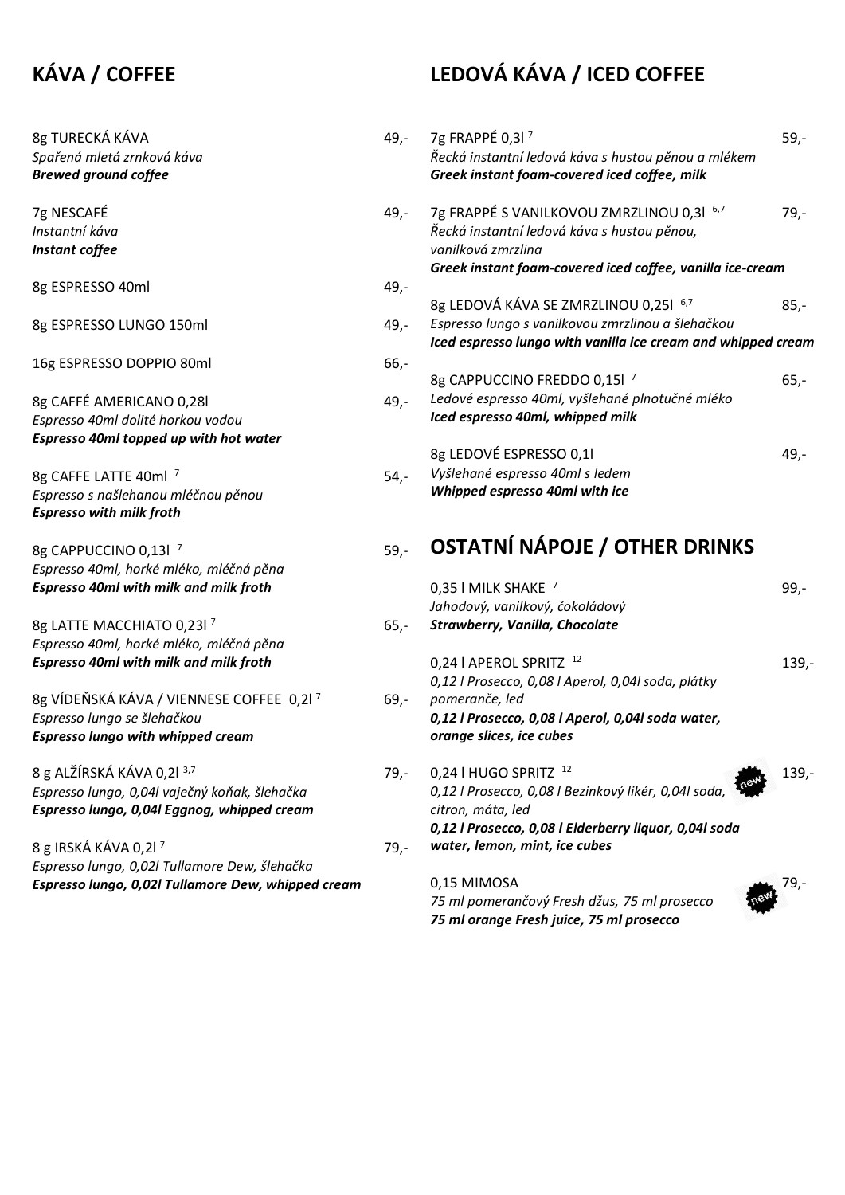## KÁVA / COFFEE

8g TURECKÁ KÁVA 49,-
*Spařená mletá zrnková káva*
***Brewed ground coffee***

7g NESCAFÉ 49,-
*Instantní káva*
***Instant coffee***

8g ESPRESSO 40ml 49,-

8g ESPRESSO LUNGO 150ml 49,-

16g ESPRESSO DOPPIO 80ml 66,-

8g CAFFÉ AMERICANO 0,28l 49,-
*Espresso 40ml dolité horkou vodou*
***Espresso 40ml topped up with hot water***

8g CAFFE LATTE 40ml [7] 54,-
*Espresso s našlehanou mléčnou pěnou*
***Espresso with milk froth***

8g CAPPUCCINO 0,13l [7] 59,-
*Espresso 40ml, horké mléko, mléčná pěna*
***Espresso 40ml with milk and milk froth***

8g LATTE MACCHIATO 0,23l [7] 65,-
*Espresso 40ml, horké mléko, mléčná pěna*
***Espresso 40ml with milk and milk froth***

8g VÍDEŇSKÁ KÁVA / VIENNESE COFFEE 0,2l [7] 69,-
*Espresso lungo se šlehačkou*
***Espresso lungo with whipped cream***

8 g ALŽÍRSKÁ KÁVA 0,2l [3,7] 79,-
*Espresso lungo, 0,04l vaječný koňak, šlehačka*
***Espresso lungo, 0,04l Eggnog, whipped cream***

8 g IRSKÁ KÁVA 0,2l [7] 79,-
*Espresso lungo, 0,02l Tullamore Dew, šlehačka*
***Espresso lungo, 0,02l Tullamore Dew, whipped cream***

## LEDOVÁ KÁVA / ICED COFFEE

7g FRAPPÉ 0,3l [7] 59,-
*Řecká instantní ledová káva s hustou pěnou a mlékem*
***Greek instant foam-covered iced coffee, milk***

7g FRAPPÉ S VANILKOVOU ZMRZLINOU 0,3l [6,7] 79,-
*Řecká instantní ledová káva s hustou pěnou, vanilková zmrzlina*
***Greek instant foam-covered iced coffee, vanilla ice-cream***

8g LEDOVÁ KÁVA SE ZMRZLINOU 0,25l [6,7] 85,-
*Espresso lungo s vanilkovou zmrzlinou a šlehačkou*
***Iced espresso lungo with vanilla ice cream and whipped cream***

8g CAPPUCCINO FREDDO 0,15l [7] 65,-
*Ledové espresso 40ml, vyšlehané plnotučné mléko*
***Iced espresso 40ml, whipped milk***

8g LEDOVÉ ESPRESSO 0,1l 49,-
*Vyšlehané espresso 40ml s ledem*
***Whipped espresso 40ml with ice***

## OSTATNÍ NÁPOJE / OTHER DRINKS

0,35 l MILK SHAKE [7] 99,-
*Jahodový, vanilkový, čokoládový*
***Strawberry, Vanilla, Chocolate***

0,24 l APEROL SPRITZ [12] 139,-
*0,12 l Prosecco, 0,08 l Aperol, 0,04l soda, plátky pomeranče, led*
***0,12 l Prosecco, 0,08 l Aperol, 0,04l soda water, orange slices, ice cubes***

0,24 l HUGO SPRITZ [12] new 139,-
*0,12 l Prosecco, 0,08 l Bezinkový likér, 0,04l soda, citron, máta, led*
***0,12 l Prosecco, 0,08 l Elderberry liquor, 0,04l soda water, lemon, mint, ice cubes***

0,15 MIMOSA new 79,-
*75 ml pomerančový Fresh džus, 75 ml prosecco*
***75 ml orange Fresh juice, 75 ml prosecco***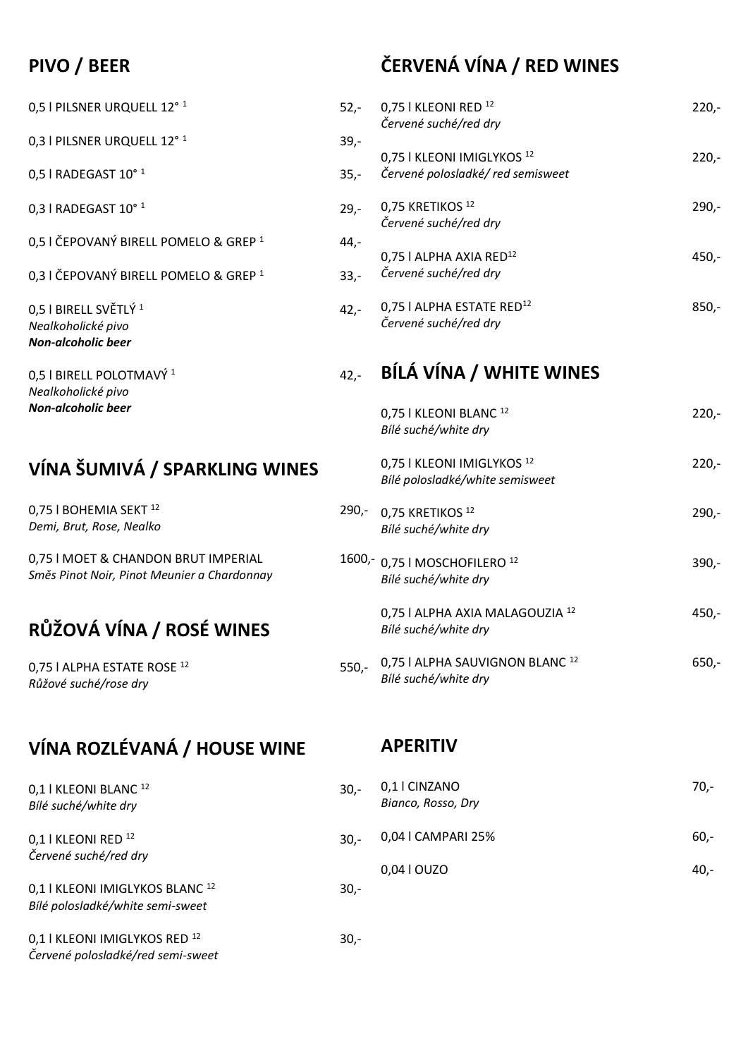## PIVO / BEER

| | |
|---|---|
| 0,5 l PILSNER URQUELL 12° [1] | 52,- |
| 0,3 l PILSNER URQUELL 12° [1] | 39,- |
| 0,5 l RADEGAST 10° [1] | 35,- |
| 0,3 l RADEGAST 10° [1] | 29,- |
| 0,5 l ČEPOVANÝ BIRELL POMELO & GREP [1] | 44,- |
| 0,3 l ČEPOVANÝ BIRELL POMELO & GREP [1] | 33,- |
| 0,5 l BIRELL SVĚTLÝ [1]<br>*Nealkoholické pivo*<br>***Non-alcoholic beer*** | 42,- |
| 0,5 l BIRELL POLOTMAVÝ [1]<br>*Nealkoholické pivo*<br>***Non-alcoholic beer*** | 42,- |

## VÍNA ŠUMIVÁ / SPARKLING WINES

| | |
|---|---|
| 0,75 l BOHEMIA SEKT [12]<br>*Demi, Brut, Rose, Nealko* | 290,- |
| 0,75 l MOET & CHANDON BRUT IMPERIAL<br>*Směs Pinot Noir, Pinot Meunier a Chardonnay* | 1600,- |

## RŮŽOVÁ VÍNA / ROSÉ WINES

| | |
|---|---|
| 0,75 l ALPHA ESTATE ROSE [12]<br>*Růžové suché/rose dry* | 550,- |

## VÍNA ROZLÉVANÁ / HOUSE WINE

| | |
|---|---|
| 0,1 l KLEONI BLANC [12]<br>*Bílé suché/white dry* | 30,- |
| 0,1 l KLEONI RED [12]<br>*Červené suché/red dry* | 30,- |
| 0,1 l KLEONI IMIGLYKOS BLANC [12]<br>*Bílé polosladké/white semi-sweet* | 30,- |
| 0,1 l KLEONI IMIGLYKOS RED [12]<br>*Červené polosladké/red semi-sweet* | 30,- |

## ČERVENÁ VÍNA / RED WINES

| | |
|---|---|
| 0,75 l KLEONI RED [12]<br>*Červené suché/red dry* | 220,- |
| 0,75 l KLEONI IMIGLYKOS [12]<br>*Červené polosladké/ red semisweet* | 220,- |
| 0,75 KRETIKOS [12]<br>*Červené suché/red dry* | 290,- |
| 0,75 l ALPHA AXIA RED[12]<br>*Červené suché/red dry* | 450,- |
| 0,75 l ALPHA ESTATE RED[12]<br>*Červené suché/red dry* | 850,- |

## BÍLÁ VÍNA / WHITE WINES

| | |
|---|---|
| 0,75 l KLEONI BLANC [12]<br>*Bílé suché/white dry* | 220,- |
| 0,75 l KLEONI IMIGLYKOS [12]<br>*Bílé polosladké/white semisweet* | 220,- |
| 0,75 KRETIKOS [12]<br>*Bílé suché/white dry* | 290,- |
| 0,75 l MOSCHOFILERO [12]<br>*Bílé suché/white dry* | 390,- |
| 0,75 l ALPHA AXIA MALAGOUZIA [12]<br>*Bílé suché/white dry* | 450,- |
| 0,75 l ALPHA SAUVIGNON BLANC [12]<br>*Bílé suché/white dry* | 650,- |

## APERITIV

| | |
|---|---|
| 0,1 l CINZANO<br>*Bianco, Rosso, Dry* | 70,- |
| 0,04 l CAMPARI 25% | 60,- |
| 0,04 l OUZO | 40,- |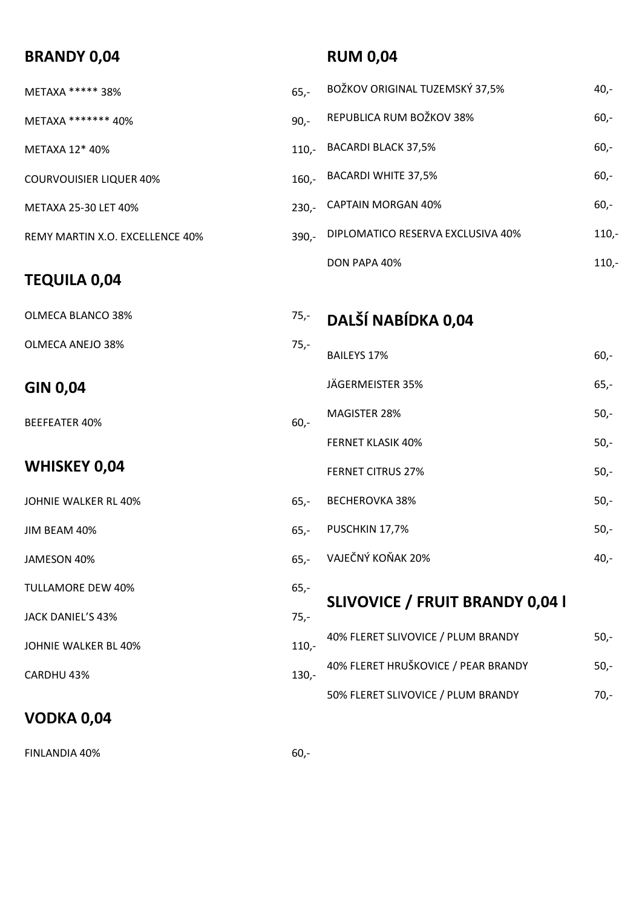## BRANDY 0,04

| | |
|---|---|
| METAXA ***** 38% | 65,- |
| METAXA ******* 40% | 90,- |
| METAXA 12* 40% | 110,- |
| COURVOUISIER LIQUER 40% | 160,- |
| METAXA 25-30 LET 40% | 230,- |
| REMY MARTIN X.O. EXCELLENCE 40% | 390,- |

## TEQUILA 0,04

| | |
|---|---|
| OLMECA BLANCO 38% | 75,- |
| OLMECA ANEJO 38% | 75,- |

## GIN 0,04

| | |
|---|---|
| BEEFEATER 40% | 60,- |

## WHISKEY 0,04

| | |
|---|---|
| JOHNIE WALKER RL 40% | 65,- |
| JIM BEAM 40% | 65,- |
| JAMESON 40% | 65,- |
| TULLAMORE DEW 40% | 65,- |
| JACK DANIEL'S 43% | 75,- |
| JOHNIE WALKER BL 40% | 110,- |
| CARDHU 43% | 130,- |

## VODKA 0,04

| | |
|---|---|
| FINLANDIA 40% | 60,- |

## RUM 0,04

| | |
|---|---|
| BOŽKOV ORIGINAL TUZEMSKÝ 37,5% | 40,- |
| REPUBLICA RUM BOŽKOV 38% | 60,- |
| BACARDI BLACK 37,5% | 60,- |
| BACARDI WHITE 37,5% | 60,- |
| CAPTAIN MORGAN 40% | 60,- |
| DIPLOMATICO RESERVA EXCLUSIVA 40% | 110,- |
| DON PAPA 40% | 110,- |

## DALŠÍ NABÍDKA 0,04

| | |
|---|---|
| BAILEYS 17% | 60,- |
| JÄGERMEISTER 35% | 65,- |
| MAGISTER 28% | 50,- |
| FERNET KLASIK 40% | 50,- |
| FERNET CITRUS 27% | 50,- |
| BECHEROVKA 38% | 50,- |
| PUSCHKIN 17,7% | 50,- |
| VAJEČNÝ KOŇAK 20% | 40,- |

## SLIVOVICE / FRUIT BRANDY 0,04 l

| | |
|---|---|
| 40% FLERET SLIVOVICE / PLUM BRANDY | 50,- |
| 40% FLERET HRUŠKOVICE / PEAR BRANDY | 50,- |
| 50% FLERET SLIVOVICE / PLUM BRANDY | 70,- |